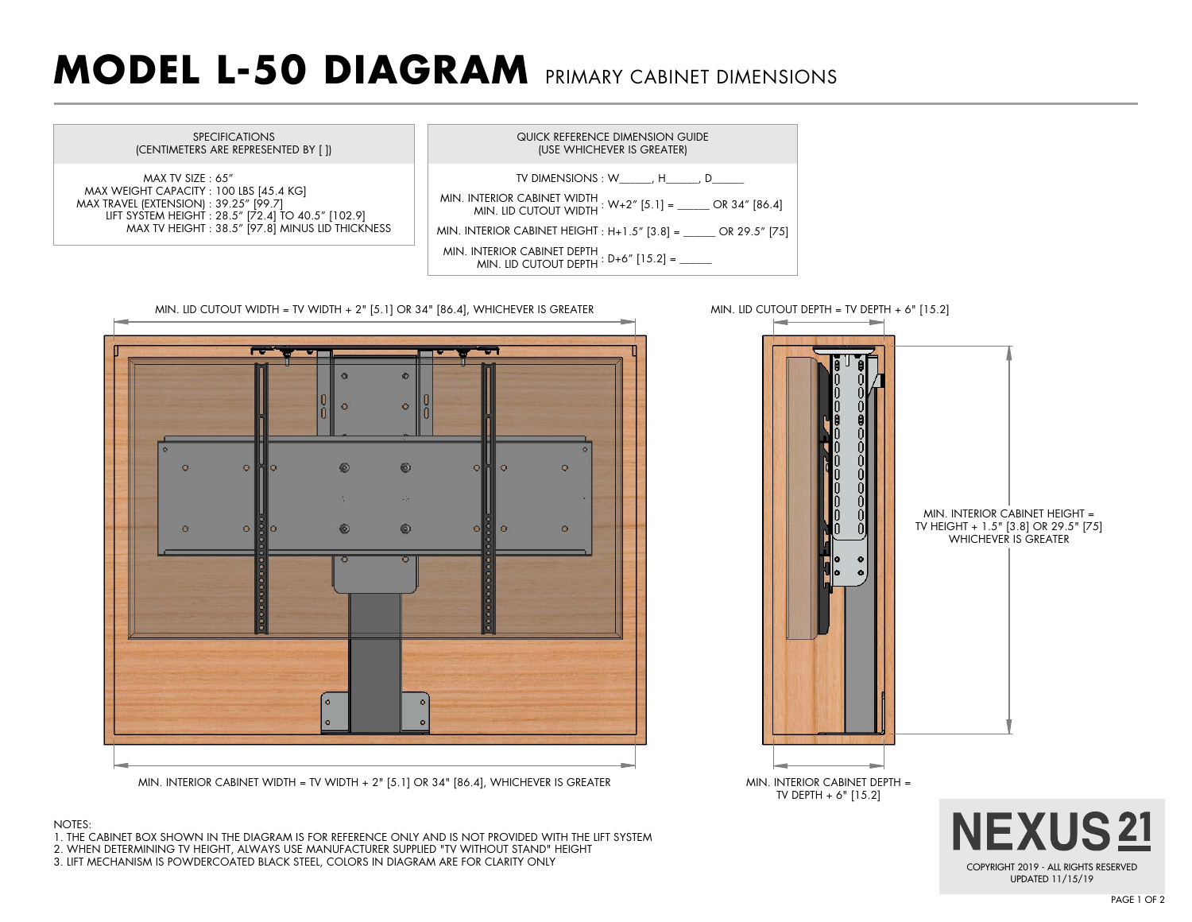# MODEL L-50 DIAGRAM PRIMARY CABINET DIMENSIONS

**SPECIFICATIONS**
(CENTIMETERS ARE REPRESENTED BY [ ])

MAX TV SIZE : 65"
MAX WEIGHT CAPACITY : 100 LBS [45.4 KG]
MAX TRAVEL (EXTENSION) : 39.25" [99.7]
LIFT SYSTEM HEIGHT : 28.5" [72.4] TO 40.5" [102.9]
MAX TV HEIGHT : 38.5" [97.8] MINUS LID THICKNESS

**QUICK REFERENCE DIMENSION GUIDE**
(USE WHICHEVER IS GREATER)

TV DIMENSIONS : W______, H______, D______

MIN. INTERIOR CABINET WIDTH / MIN. LID CUTOUT WIDTH : W+2" [5.1] = ______ OR 34" [86.4]

MIN. INTERIOR CABINET HEIGHT : H+1.5" [3.8] = ______ OR 29.5" [75]

MIN. INTERIOR CABINET DEPTH / MIN. LID CUTOUT DEPTH : D+6" [15.2] = ______

MIN. LID CUTOUT WIDTH = TV WIDTH + 2" [5.1] OR 34" [86.4], WHICHEVER IS GREATER

MIN. LID CUTOUT DEPTH = TV DEPTH + 6" [15.2]

MIN. INTERIOR CABINET HEIGHT = TV HEIGHT + 1.5" [3.8] OR 29.5" [75] WHICHEVER IS GREATER

MIN. INTERIOR CABINET WIDTH = TV WIDTH + 2" [5.1] OR 34" [86.4], WHICHEVER IS GREATER

MIN. INTERIOR CABINET DEPTH = TV DEPTH + 6" [15.2]

NOTES:
1. THE CABINET BOX SHOWN IN THE DIAGRAM IS FOR REFERENCE ONLY AND IS NOT PROVIDED WITH THE LIFT SYSTEM
2. WHEN DETERMINING TV HEIGHT, ALWAYS USE MANUFACTURER SUPPLIED "TV WITHOUT STAND" HEIGHT
3. LIFT MECHANISM IS POWDERCOATED BLACK STEEL, COLORS IN DIAGRAM ARE FOR CLARITY ONLY

NEXUS 21
COPYRIGHT 2019 - ALL RIGHTS RESERVED
UPDATED 11/15/19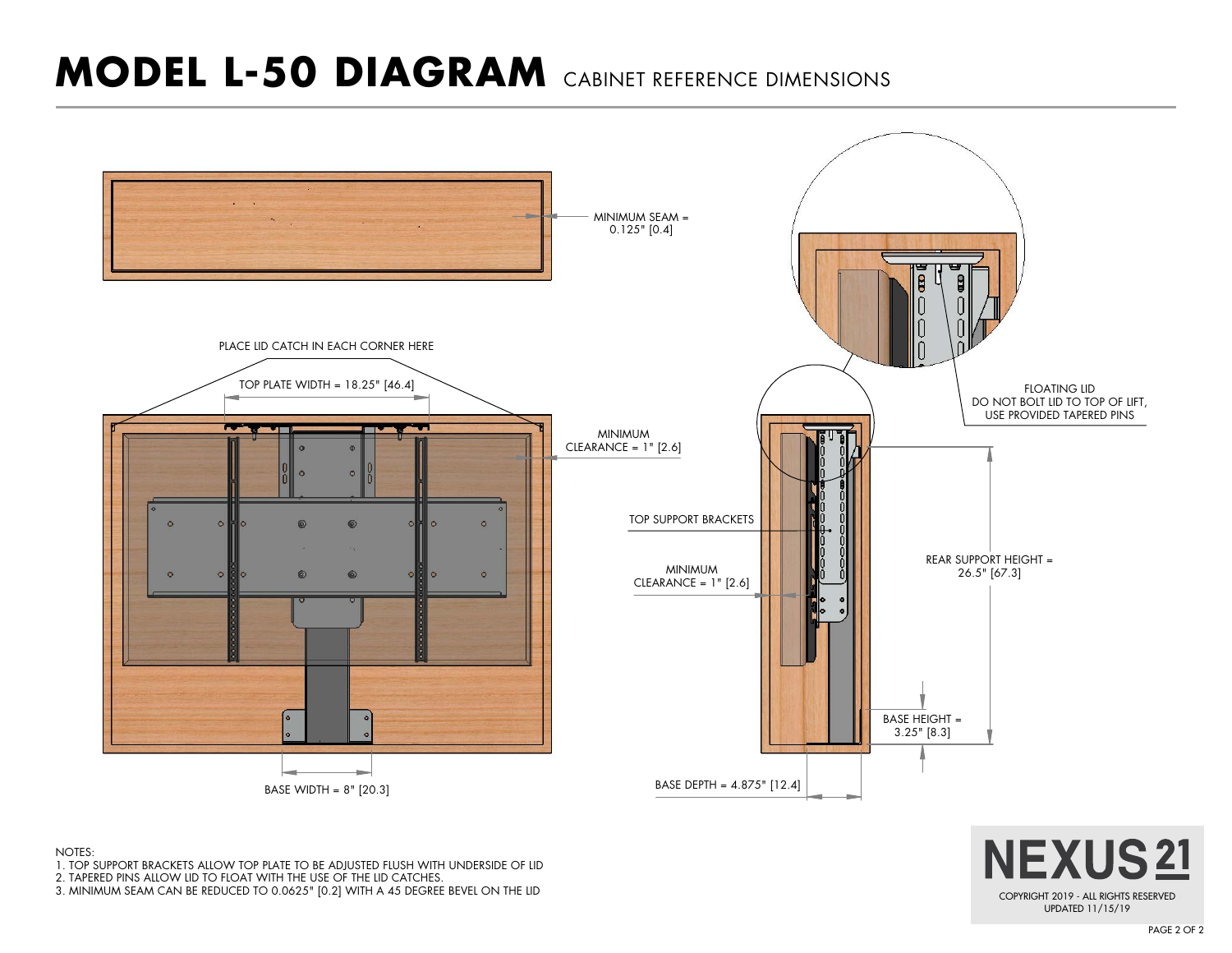# MODEL L-50 DIAGRAM CABINET REFERENCE DIMENSIONS

MINIMUM SEAM = 0.125" [0.4]

PLACE LID CATCH IN EACH CORNER HERE

TOP PLATE WIDTH = 18.25" [46.4]

MINIMUM CLEARANCE = 1" [2.6]

BASE WIDTH = 8" [20.3]

FLOATING LID
DO NOT BOLT LID TO TOP OF LIFT,
USE PROVIDED TAPERED PINS

TOP SUPPORT BRACKETS

MINIMUM CLEARANCE = 1" [2.6]

REAR SUPPORT HEIGHT = 26.5" [67.3]

BASE HEIGHT = 3.25" [8.3]

BASE DEPTH = 4.875" [12.4]

NOTES:

1. TOP SUPPORT BRACKETS ALLOW TOP PLATE TO BE ADJUSTED FLUSH WITH UNDERSIDE OF LID
2. TAPERED PINS ALLOW LID TO FLOAT WITH THE USE OF THE LID CATCHES.
3. MINIMUM SEAM CAN BE REDUCED TO 0.0625" [0.2] WITH A 45 DEGREE BEVEL ON THE LID

NEXUS 21
COPYRIGHT 2019 - ALL RIGHTS RESERVED
UPDATED 11/15/19